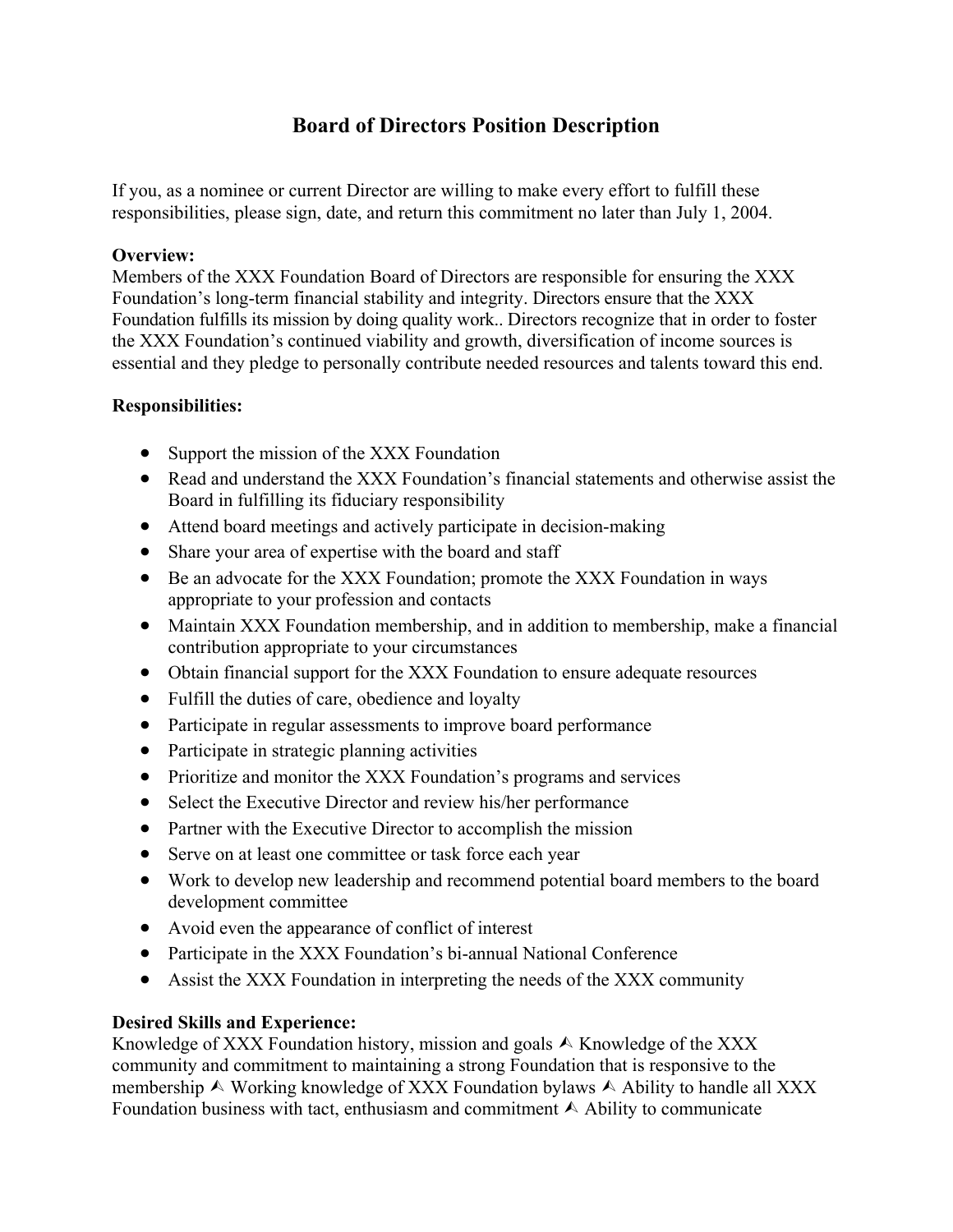# Board of Directors Position Description

If you, as a nominee or current Director are willing to make every effort to fulfill these responsibilities, please sign, date, and return this commitment no later than July 1, 2004.

**Overview:**
Members of the XXX Foundation Board of Directors are responsible for ensuring the XXX Foundation's long-term financial stability and integrity. Directors ensure that the XXX Foundation fulfills its mission by doing quality work.. Directors recognize that in order to foster the XXX Foundation's continued viability and growth, diversification of income sources is essential and they pledge to personally contribute needed resources and talents toward this end.

**Responsibilities:**

- Support the mission of the XXX Foundation
- Read and understand the XXX Foundation's financial statements and otherwise assist the Board in fulfilling its fiduciary responsibility
- Attend board meetings and actively participate in decision-making
- Share your area of expertise with the board and staff
- Be an advocate for the XXX Foundation; promote the XXX Foundation in ways appropriate to your profession and contacts
- Maintain XXX Foundation membership, and in addition to membership, make a financial contribution appropriate to your circumstances
- Obtain financial support for the XXX Foundation to ensure adequate resources
- Fulfill the duties of care, obedience and loyalty
- Participate in regular assessments to improve board performance
- Participate in strategic planning activities
- Prioritize and monitor the XXX Foundation's programs and services
- Select the Executive Director and review his/her performance
- Partner with the Executive Director to accomplish the mission
- Serve on at least one committee or task force each year
- Work to develop new leadership and recommend potential board members to the board development committee
- Avoid even the appearance of conflict of interest
- Participate in the XXX Foundation's bi-annual National Conference
- Assist the XXX Foundation in interpreting the needs of the XXX community

**Desired Skills and Experience:**
Knowledge of XXX Foundation history, mission and goals ⮙ Knowledge of the XXX community and commitment to maintaining a strong Foundation that is responsive to the membership ⮙ Working knowledge of XXX Foundation bylaws ⮙ Ability to handle all XXX Foundation business with tact, enthusiasm and commitment ⮙ Ability to communicate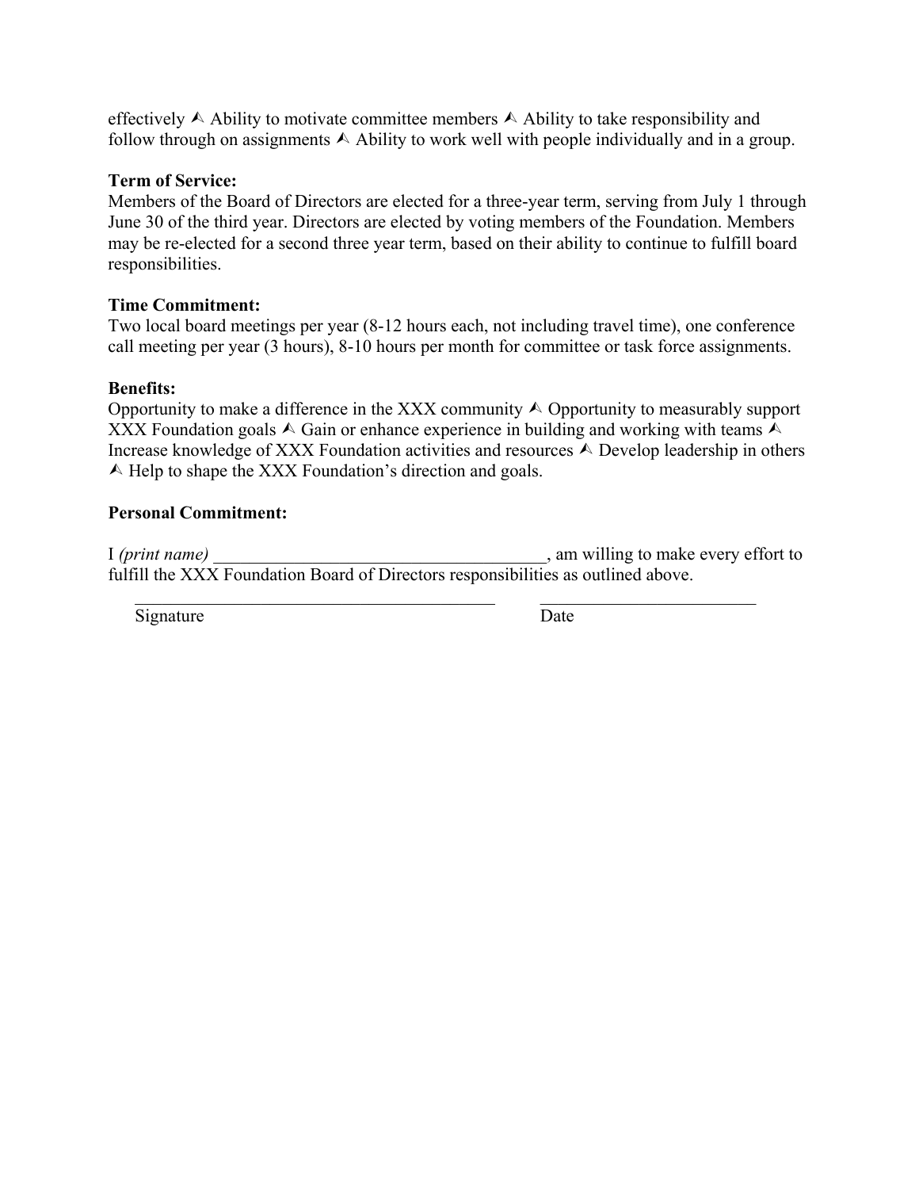effectively ⮝ Ability to motivate committee members ⮝ Ability to take responsibility and follow through on assignments ⮝ Ability to work well with people individually and in a group.

**Term of Service:**
Members of the Board of Directors are elected for a three-year term, serving from July 1 through June 30 of the third year. Directors are elected by voting members of the Foundation. Members may be re-elected for a second three year term, based on their ability to continue to fulfill board responsibilities.

**Time Commitment:**
Two local board meetings per year (8-12 hours each, not including travel time), one conference call meeting per year (3 hours), 8-10 hours per month for committee or task force assignments.

**Benefits:**
Opportunity to make a difference in the XXX community ⮝ Opportunity to measurably support XXX Foundation goals ⮝ Gain or enhance experience in building and working with teams ⮝ Increase knowledge of XXX Foundation activities and resources ⮝ Develop leadership in others ⮝ Help to shape the XXX Foundation's direction and goals.

**Personal Commitment:**

I *(print name)* ______________________________________, am willing to make every effort to fulfill the XXX Foundation Board of Directors responsibilities as outlined above.

__________________________________________  ________________________

Signature  Date